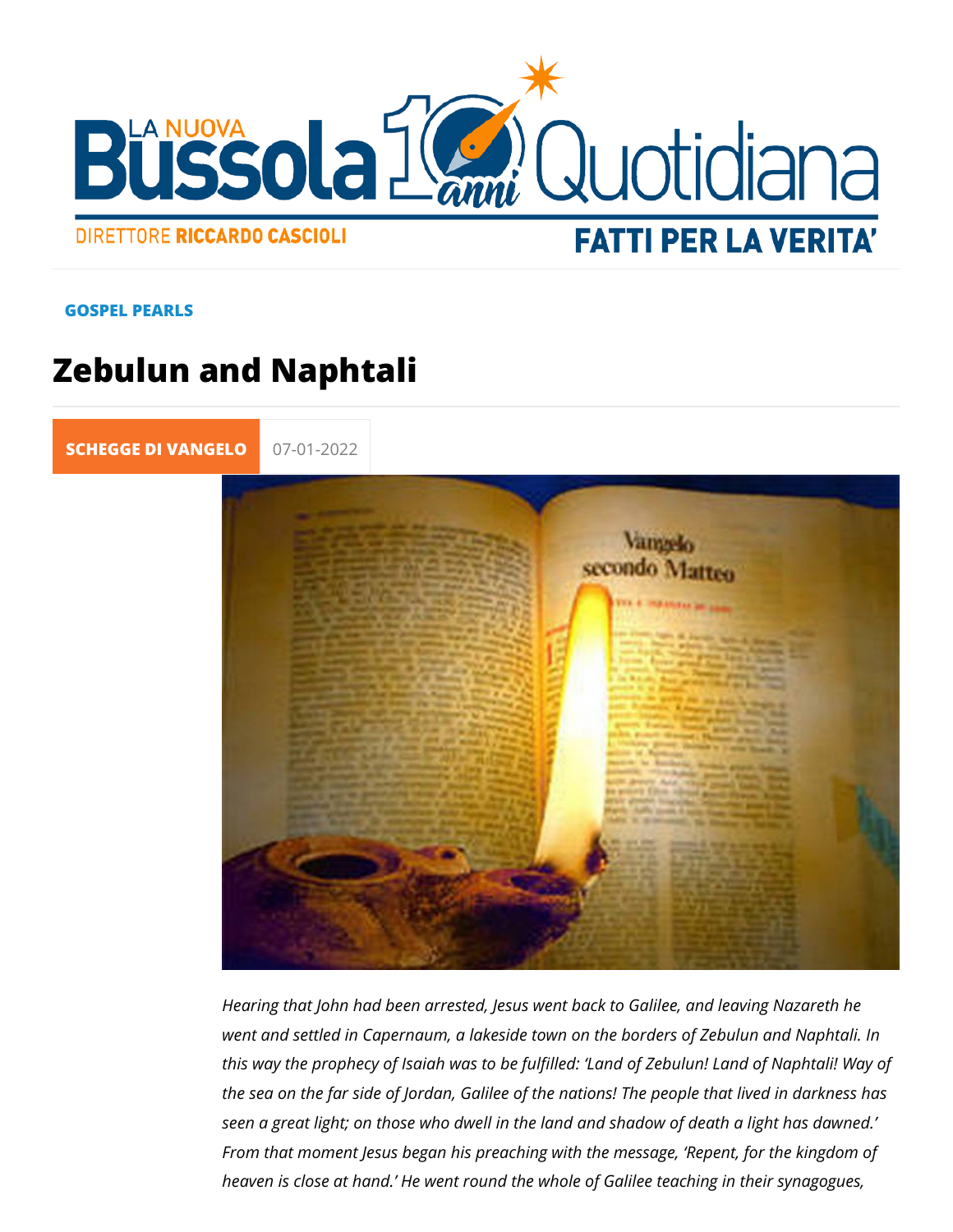GOSPEL PEARLS

# Zebulun and Naphtali

SCHEGGE DI VANGELO 07-01-2022

*Hearing that John had been arrested, Jesus went back to Galilee, and leaving Nazareth he went and settled in Capernaum, a lakeside town on the borders of Zebulun and Naphtali. In this way the prophecy of Isaiah was to be fulfilled: 'Land of Zebulun! Land of Naphtali! Way of the sea on the far side of Jordan, Galilee of the nations! The people that lived in darkness has seen a great light; on those who dwell in the land and shadow of death a light has dawned.' From that moment Jesus began his preaching with the message, 'Repent, for the kingdom of heaven is close at hand.' He went round the whole of Galilee teaching in their synagogues,*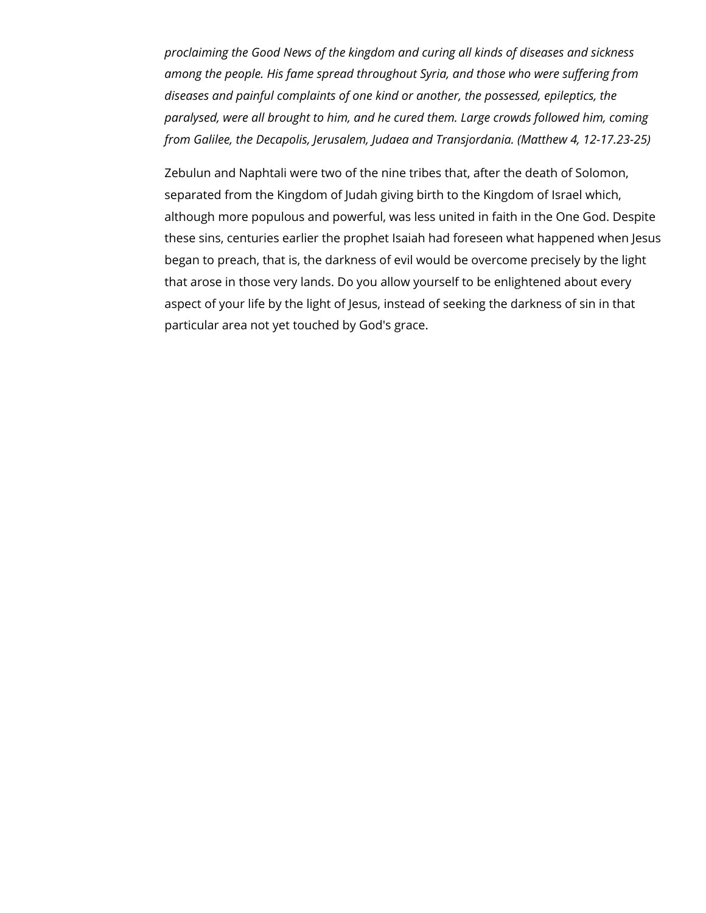*proclaiming the Good News of the kingdom and curing all kinds of diseases and sickness among the people. His fame spread throughout Syria, and those who were suffering from diseases and painful complaints of one kind or another, the possessed, epileptics, the paralysed, were all brought to him, and he cured them. Large crowds followed him, coming from Galilee, the Decapolis, Jerusalem, Judaea and Transjordania. (Matthew 4, 12-17.23-25)*

Zebulun and Naphtali were two of the nine tribes that, after the death of Solomon, separated from the Kingdom of Judah giving birth to the Kingdom of Israel which, although more populous and powerful, was less united in faith in the One God. Despite these sins, centuries earlier the prophet Isaiah had foreseen what happened when Jesus began to preach, that is, the darkness of evil would be overcome precisely by the light that arose in those very lands. Do you allow yourself to be enlightened about every aspect of your life by the light of Jesus, instead of seeking the darkness of sin in that particular area not yet touched by God's grace.